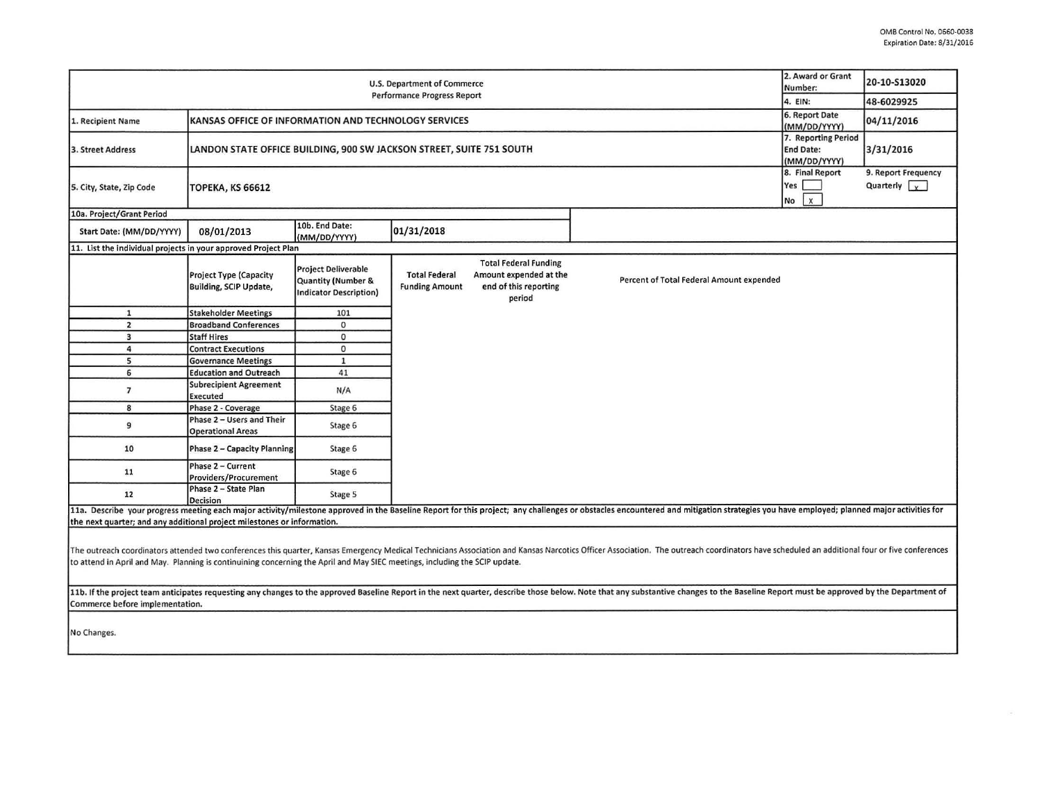OMB Control No. 0660-0038
Expiration Date: 8/31/2016

| U.S. Department of Commerce Performance Progress Report | | 2. Award or Grant Number: | 20-10-S13020 |
|---|---|---|---|
| | | 4. EIN: | 48-6029925 |
| 1. Recipient Name | KANSAS OFFICE OF INFORMATION AND TECHNOLOGY SERVICES | 6. Report Date (MM/DD/YYYY) | 04/11/2016 |
| 3. Street Address | LANDON STATE OFFICE BUILDING, 900 SW JACKSON STREET, SUITE 751 SOUTH | 7. Reporting Period End Date: (MM/DD/YYYY) | 3/31/2016 |
| 5. City, State, Zip Code | TOPEKA, KS 66612 | 8. Final Report Yes [ ] No [x] | 9. Report Frequency Quarterly [x] |

| 10a. Project/Grant Period | | | |
|---|---|---|---|
| Start Date: (MM/DD/YYYY) | 08/01/2013 | 10b. End Date: (MM/DD/YYYY) | 01/31/2018 |

11. List the individual projects in your approved Project Plan

| | Project Type (Capacity Building, SCIP Update, | Project Deliverable Quantity (Number & Indicator Description) | Total Federal Funding Amount | Total Federal Funding Amount expended at the end of this reporting period | Percent of Total Federal Amount expended |
|---|---|---|---|---|---|
| 1 | Stakeholder Meetings | 101 | | | |
| 2 | Broadband Conferences | 0 | | | |
| 3 | Staff Hires | 0 | | | |
| 4 | Contract Executions | 0 | | | |
| 5 | Governance Meetings | 1 | | | |
| 6 | Education and Outreach | 41 | | | |
| 7 | Subrecipient Agreement Executed | N/A | | | |
| 8 | Phase 2 - Coverage | Stage 6 | | | |
| 9 | Phase 2 – Users and Their Operational Areas | Stage 6 | | | |
| 10 | Phase 2 – Capacity Planning | Stage 6 | | | |
| 11 | Phase 2 – Current Providers/Procurement | Stage 6 | | | |
| 12 | Phase 2 – State Plan Decision | Stage 5 | | | |

11a. Describe your progress meeting each major activity/milestone approved in the Baseline Report for this project; any challenges or obstacles encountered and mitigation strategies you have employed; planned major activities for the next quarter; and any additional project milestones or information.

The outreach coordinators attended two conferences this quarter, Kansas Emergency Medical Technicians Association and Kansas Narcotics Officer Association. The outreach coordinators have scheduled an additional four or five conferences to attend in April and May. Planning is continuining concerning the April and May SIEC meetings, including the SCIP update.

11b. If the project team anticipates requesting any changes to the approved Baseline Report in the next quarter, describe those below. Note that any substantive changes to the Baseline Report must be approved by the Department of Commerce before implementation.

No Changes.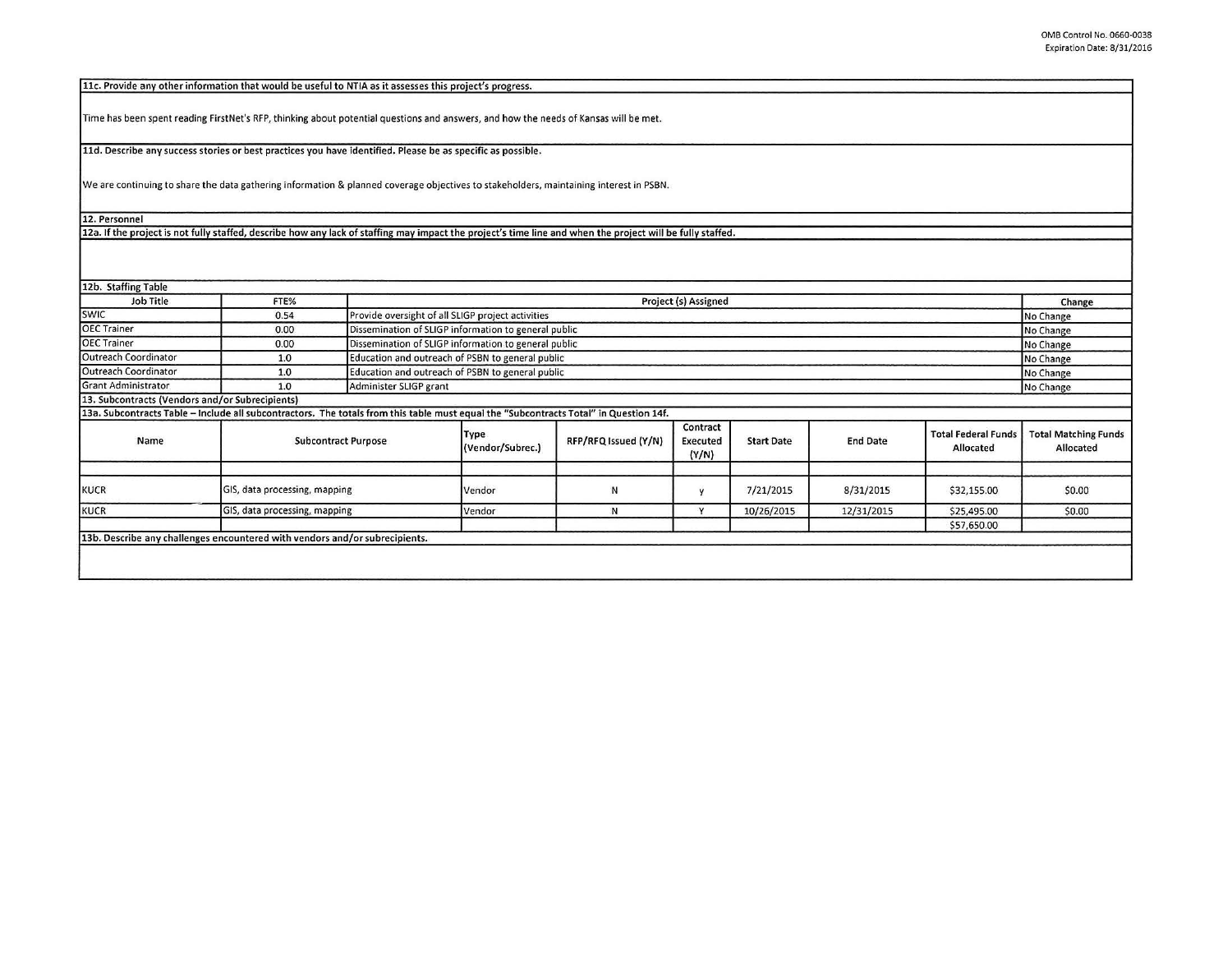**11c. Provide any other information that would be useful to NTIA as it assesses this project's progress.**

Time has been spent reading FirstNet's RFP, thinking about potential questions and answers, and how the needs of Kansas will be met.

**11d. Describe any success stories or best practices you have identified. Please be as specific as possible.**

We are continuing to share the data gathering information & planned coverage objectives to stakeholders, maintaining interest in PSBN.

**12. Personnel**

**12a. If the project is not fully staffed, describe how any lack of staffing may impact the project's time line and when the project will be fully staffed.**

**12b. Staffing Table**

| Job Title | FTE% | Project (s) Assigned | Change |
|---|---|---|---|
| SWIC | 0.54 | Provide oversight of all SLIGP project activities | No Change |
| OEC Trainer | 0.00 | Dissemination of SLIGP information to general public | No Change |
| OEC Trainer | 0.00 | Dissemination of SLIGP information to general public | No Change |
| Outreach Coordinator | 1.0 | Education and outreach of PSBN to general public | No Change |
| Outreach Coordinator | 1.0 | Education and outreach of PSBN to general public | No Change |
| Grant Administrator | 1.0 | Administer SLIGP grant | No Change |

**13. Subcontracts (Vendors and/or Subrecipients)**

**13a. Subcontracts Table – Include all subcontractors. The totals from this table must equal the "Subcontracts Total" in Question 14f.**

| Name | Subcontract Purpose | Type (Vendor/Subrec.) | RFP/RFQ Issued (Y/N) | Contract Executed (Y/N) | Start Date | End Date | Total Federal Funds Allocated | Total Matching Funds Allocated |
|---|---|---|---|---|---|---|---|---|
| | | | | | | | | |
| KUCR | GIS, data processing, mapping | Vendor | N | y | 7/21/2015 | 8/31/2015 | $32,155.00 | $0.00 |
| KUCR | GIS, data processing, mapping | Vendor | N | Y | 10/26/2015 | 12/31/2015 | $25,495.00 | $0.00 |
| | | | | | | | $57,650.00 | |

**13b. Describe any challenges encountered with vendors and/or subrecipients.**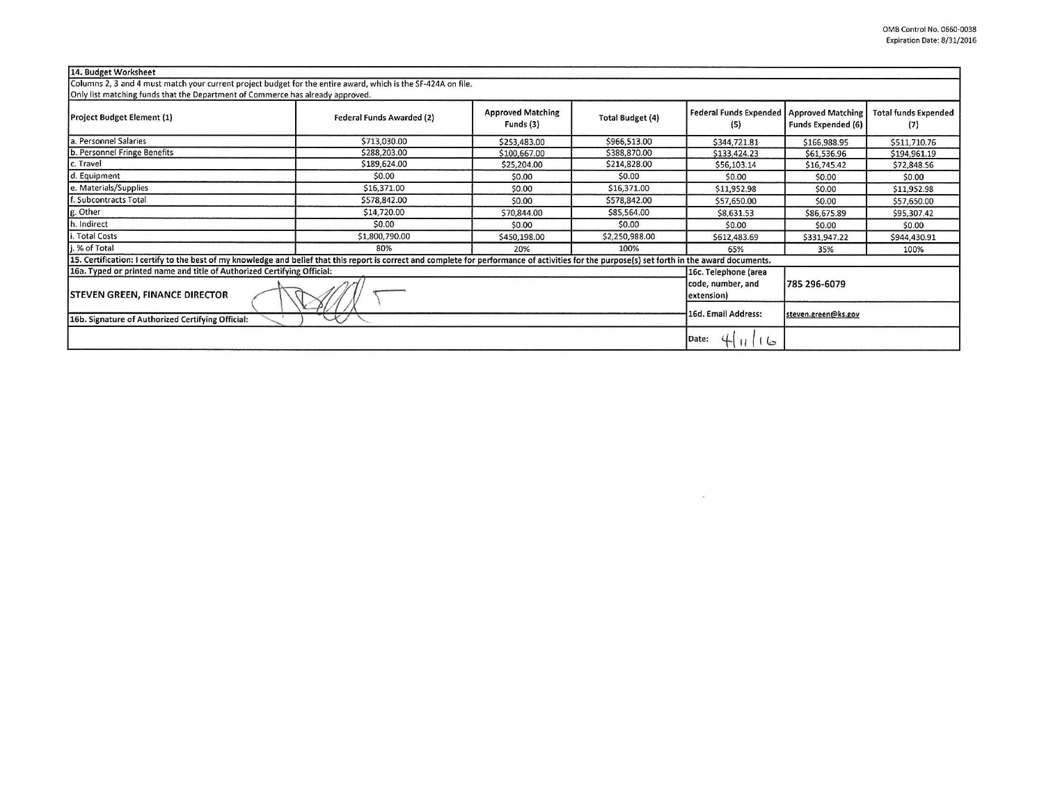OMB Control No. 0660-0038
Expiration Date: 8/31/2016

**14. Budget Worksheet**

Columns 2, 3 and 4 must match your current project budget for the entire award, which is the SF-424A on file.
Only list matching funds that the Department of Commerce has already approved.

| Project Budget Element (1) | Federal Funds Awarded (2) | Approved Matching Funds (3) | Total Budget (4) | Federal Funds Expended (5) | Approved Matching Funds Expended (6) | Total funds Expended (7) |
|---|---|---|---|---|---|---|
| a. Personnel Salaries | $713,030.00 | $253,483.00 | $966,513.00 | $344,721.81 | $166,988.95 | $511,710.76 |
| b. Personnel Fringe Benefits | $288,203.00 | $100,667.00 | $388,870.00 | $133,424.23 | $61,536.96 | $194,961.19 |
| c. Travel | $189,624.00 | $25,204.00 | $214,828.00 | $56,103.14 | $16,745.42 | $72,848.56 |
| d. Equipment | $0.00 | $0.00 | $0.00 | $0.00 | $0.00 | $0.00 |
| e. Materials/Supplies | $16,371.00 | $0.00 | $16,371.00 | $11,952.98 | $0.00 | $11,952.98 |
| f. Subcontracts Total | $578,842.00 | $0.00 | $578,842.00 | $57,650.00 | $0.00 | $57,650.00 |
| g. Other | $14,720.00 | $70,844.00 | $85,564.00 | $8,631.53 | $86,675.89 | $95,307.42 |
| h. Indirect | $0.00 | $0.00 | $0.00 | $0.00 | $0.00 | $0.00 |
| i. Total Costs | $1,800,790.00 | $450,198.00 | $2,250,988.00 | $612,483.69 | $331,947.22 | $944,430.91 |
| j. % of Total | 80% | 20% | 100% | 65% | 35% | 100% |

**15. Certification: I certify to the best of my knowledge and belief that this report is correct and complete for performance of activities for the purpose(s) set forth in the award documents.**

**16a. Typed or printed name and title of Authorized Certifying Official:**

**STEVEN GREEN, FINANCE DIRECTOR**

**16b. Signature of Authorized Certifying Official:**

16c. Telephone (area code, number, and extension): **785 296-6079**

16d. Email Address: steven.green@ks.gov

Date: 4/11/16